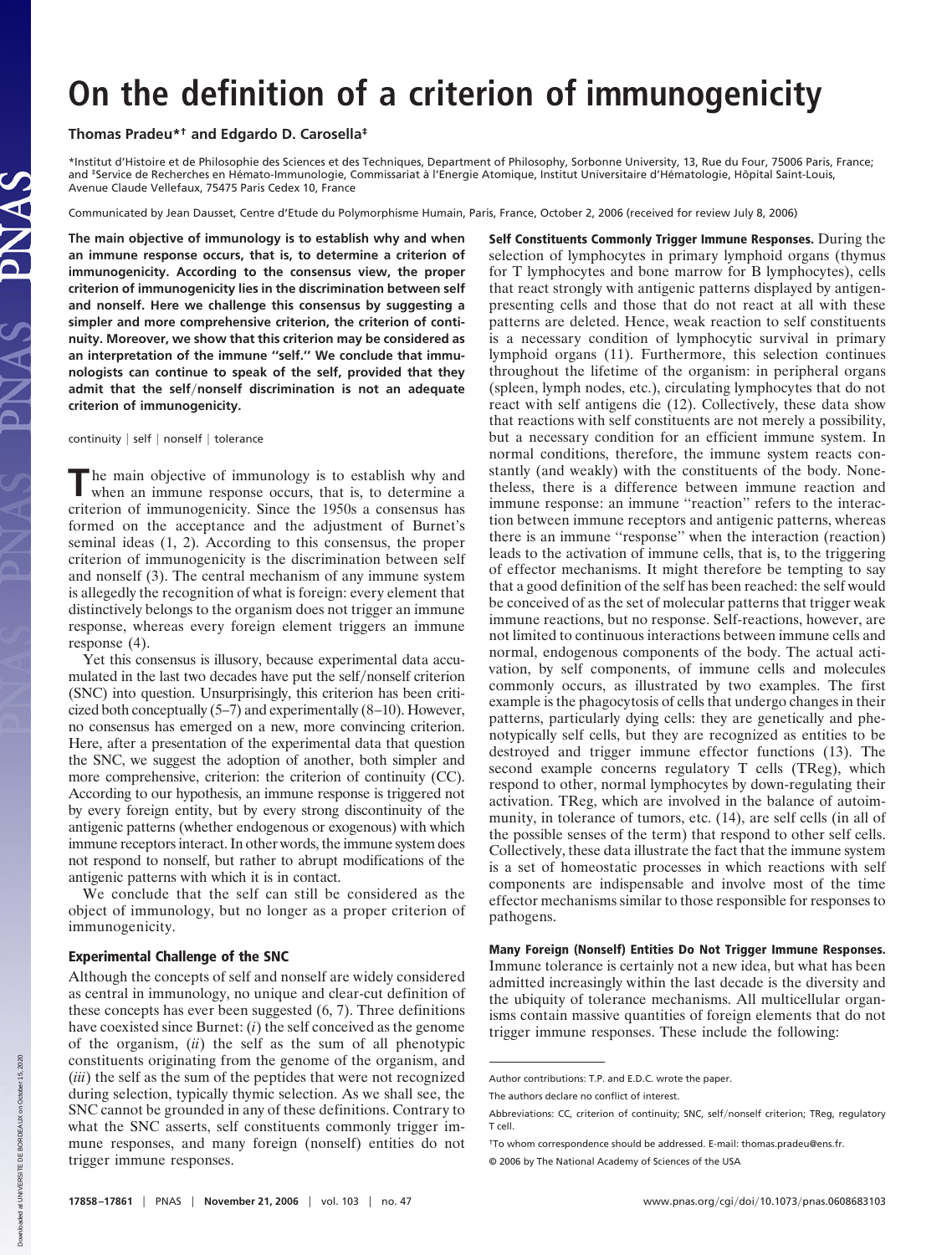# On the definition of a criterion of immunogenicity

**Thomas Pradeu*† and Edgardo D. Carosella‡**

*Institut d'Histoire et de Philosophie des Sciences et des Techniques, Department of Philosophy, Sorbonne University, 13, Rue du Four, 75006 Paris, France; and ‡Service de Recherches en Hémato-Immunologie, Commissariat à l'Energie Atomique, Institut Universitaire d'Hématologie, Hôpital Saint-Louis, Avenue Claude Vellefaux, 75475 Paris Cedex 10, France

Communicated by Jean Dausset, Centre d'Etude du Polymorphisme Humain, Paris, France, October 2, 2006 (received for review July 8, 2006)

**The main objective of immunology is to establish why and when an immune response occurs, that is, to determine a criterion of immunogenicity. According to the consensus view, the proper criterion of immunogenicity lies in the discrimination between self and nonself. Here we challenge this consensus by suggesting a simpler and more comprehensive criterion, the criterion of continuity. Moreover, we show that this criterion may be considered as an interpretation of the immune "self." We conclude that immunologists can continue to speak of the self, provided that they admit that the self/nonself discrimination is not an adequate criterion of immunogenicity.**

continuity | self | nonself | tolerance

The main objective of immunology is to establish why and when an immune response occurs, that is, to determine a criterion of immunogenicity. Since the 1950s a consensus has formed on the acceptance and the adjustment of Burnet's seminal ideas (1, 2). According to this consensus, the proper criterion of immunogenicity is the discrimination between self and nonself (3). The central mechanism of any immune system is allegedly the recognition of what is foreign: every element that distinctively belongs to the organism does not trigger an immune response, whereas every foreign element triggers an immune response (4).

Yet this consensus is illusory, because experimental data accumulated in the last two decades have put the self/nonself criterion (SNC) into question. Unsurprisingly, this criterion has been criticized both conceptually (5–7) and experimentally (8–10). However, no consensus has emerged on a new, more convincing criterion. Here, after a presentation of the experimental data that question the SNC, we suggest the adoption of another, both simpler and more comprehensive, criterion: the criterion of continuity (CC). According to our hypothesis, an immune response is triggered not by every foreign entity, but by every strong discontinuity of the antigenic patterns (whether endogenous or exogenous) with which immune receptors interact. In other words, the immune system does not respond to nonself, but rather to abrupt modifications of the antigenic patterns with which it is in contact.

We conclude that the self can still be considered as the object of immunology, but no longer as a proper criterion of immunogenicity.

## Experimental Challenge of the SNC

Although the concepts of self and nonself are widely considered as central in immunology, no unique and clear-cut definition of these concepts has ever been suggested (6, 7). Three definitions have coexisted since Burnet: (*i*) the self conceived as the genome of the organism, (*ii*) the self as the sum of all phenotypic constituents originating from the genome of the organism, and (*iii*) the self as the sum of the peptides that were not recognized during selection, typically thymic selection. As we shall see, the SNC cannot be grounded in any of these definitions. Contrary to what the SNC asserts, self constituents commonly trigger immune responses, and many foreign (nonself) entities do not trigger immune responses.

**Self Constituents Commonly Trigger Immune Responses.** During the selection of lymphocytes in primary lymphoid organs (thymus for T lymphocytes and bone marrow for B lymphocytes), cells that react strongly with antigenic patterns displayed by antigen-presenting cells and those that do not react at all with these patterns are deleted. Hence, weak reaction to self constituents is a necessary condition of lymphocytic survival in primary lymphoid organs (11). Furthermore, this selection continues throughout the lifetime of the organism: in peripheral organs (spleen, lymph nodes, etc.), circulating lymphocytes that do not react with self antigens die (12). Collectively, these data show that reactions with self constituents are not merely a possibility, but a necessary condition for an efficient immune system. In normal conditions, therefore, the immune system reacts constantly (and weakly) with the constituents of the body. Nonetheless, there is a difference between immune reaction and immune response: an immune "reaction" refers to the interaction between immune receptors and antigenic patterns, whereas there is an immune "response" when the interaction (reaction) leads to the activation of immune cells, that is, to the triggering of effector mechanisms. It might therefore be tempting to say that a good definition of the self has been reached: the self would be conceived of as the set of molecular patterns that trigger weak immune reactions, but no response. Self-reactions, however, are not limited to continuous interactions between immune cells and normal, endogenous components of the body. The actual activation, by self components, of immune cells and molecules commonly occurs, as illustrated by two examples. The first example is the phagocytosis of cells that undergo changes in their patterns, particularly dying cells: they are genetically and phenotypically self cells, but they are recognized as entities to be destroyed and trigger immune effector functions (13). The second example concerns regulatory T cells (TReg), which respond to other, normal lymphocytes by down-regulating their activation. TReg, which are involved in the balance of autoimmunity, in tolerance of tumors, etc. (14), are self cells (in all of the possible senses of the term) that respond to other self cells. Collectively, these data illustrate the fact that the immune system is a set of homeostatic processes in which reactions with self components are indispensable and involve most of the time effector mechanisms similar to those responsible for responses to pathogens.

**Many Foreign (Nonself) Entities Do Not Trigger Immune Responses.** Immune tolerance is certainly not a new idea, but what has been admitted increasingly within the last decade is the diversity and the ubiquity of tolerance mechanisms. All multicellular organisms contain massive quantities of foreign elements that do not trigger immune responses. These include the following:

Author contributions: T.P. and E.D.C. wrote the paper.

The authors declare no conflict of interest.

Abbreviations: CC, criterion of continuity; SNC, self/nonself criterion; TReg, regulatory T cell.

†To whom correspondence should be addressed. E-mail: thomas.pradeu@ens.fr.

© 2006 by The National Academy of Sciences of the USA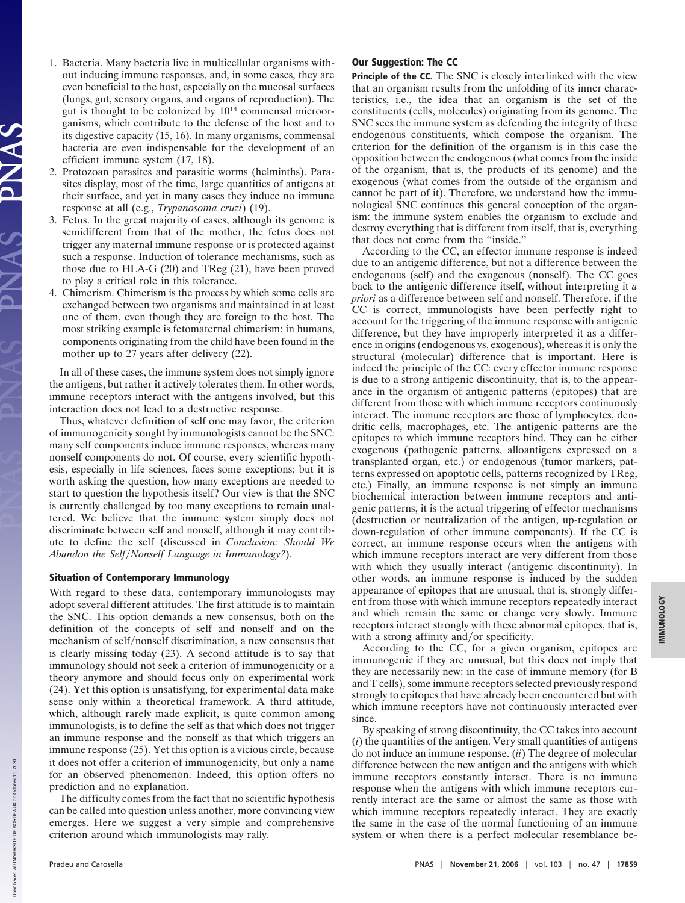1. Bacteria. Many bacteria live in multicellular organisms without inducing immune responses, and, in some cases, they are even beneficial to the host, especially on the mucosal surfaces (lungs, gut, sensory organs, and organs of reproduction). The gut is thought to be colonized by $10^{14}$ commensal microorganisms, which contribute to the defense of the host and to its digestive capacity (15, 16). In many organisms, commensal bacteria are even indispensable for the development of an efficient immune system (17, 18).
2. Protozoan parasites and parasitic worms (helminths). Parasites display, most of the time, large quantities of antigens at their surface, and yet in many cases they induce no immune response at all (e.g., *Trypanosoma cruzi*) (19).
3. Fetus. In the great majority of cases, although its genome is semidifferent from that of the mother, the fetus does not trigger any maternal immune response or is protected against such a response. Induction of tolerance mechanisms, such as those due to HLA-G (20) and TReg (21), have been proved to play a critical role in this tolerance.
4. Chimerism. Chimerism is the process by which some cells are exchanged between two organisms and maintained in at least one of them, even though they are foreign to the host. The most striking example is fetomaternal chimerism: in humans, components originating from the child have been found in the mother up to 27 years after delivery (22).

In all of these cases, the immune system does not simply ignore the antigens, but rather it actively tolerates them. In other words, immune receptors interact with the antigens involved, but this interaction does not lead to a destructive response.

Thus, whatever definition of self one may favor, the criterion of immunogenicity sought by immunologists cannot be the SNC: many self components induce immune responses, whereas many nonself components do not. Of course, every scientific hypothesis, especially in life sciences, faces some exceptions; but it is worth asking the question, how many exceptions are needed to start to question the hypothesis itself? Our view is that the SNC is currently challenged by too many exceptions to remain unaltered. We believe that the immune system simply does not discriminate between self and nonself, although it may contribute to define the self (discussed in *Conclusion: Should We Abandon the Self/Nonself Language in Immunology?*).

## Situation of Contemporary Immunology

With regard to these data, contemporary immunologists may adopt several different attitudes. The first attitude is to maintain the SNC. This option demands a new consensus, both on the definition of the concepts of self and nonself and on the mechanism of self/nonself discrimination, a new consensus that is clearly missing today (23). A second attitude is to say that immunology should not seek a criterion of immunogenicity or a theory anymore and should focus only on experimental work (24). Yet this option is unsatisfying, for experimental data make sense only within a theoretical framework. A third attitude, which, although rarely made explicit, is quite common among immunologists, is to define the self as that which does not trigger an immune response and the nonself as that which triggers an immune response (25). Yet this option is a vicious circle, because it does not offer a criterion of immunogenicity, but only a name for an observed phenomenon. Indeed, this option offers no prediction and no explanation.

The difficulty comes from the fact that no scientific hypothesis can be called into question unless another, more convincing view emerges. Here we suggest a very simple and comprehensive criterion around which immunologists may rally.

## Our Suggestion: The CC

**Principle of the CC.** The SNC is closely interlinked with the view that an organism results from the unfolding of its inner characteristics, i.e., the idea that an organism is the set of the constituents (cells, molecules) originating from its genome. The SNC sees the immune system as defending the integrity of these endogenous constituents, which compose the organism. The criterion for the definition of the organism is in this case the opposition between the endogenous (what comes from the inside of the organism, that is, the products of its genome) and the exogenous (what comes from the outside of the organism and cannot be part of it). Therefore, we understand how the immunological SNC continues this general conception of the organism: the immune system enables the organism to exclude and destroy everything that is different from itself, that is, everything that does not come from the "inside."

According to the CC, an effector immune response is indeed due to an antigenic difference, but not a difference between the endogenous (self) and the exogenous (nonself). The CC goes back to the antigenic difference itself, without interpreting it *a priori* as a difference between self and nonself. Therefore, if the CC is correct, immunologists have been perfectly right to account for the triggering of the immune response with antigenic difference, but they have improperly interpreted it as a difference in origins (endogenous vs. exogenous), whereas it is only the structural (molecular) difference that is important. Here is indeed the principle of the CC: every effector immune response is due to a strong antigenic discontinuity, that is, to the appearance in the organism of antigenic patterns (epitopes) that are different from those with which immune receptors continuously interact. The immune receptors are those of lymphocytes, dendritic cells, macrophages, etc. The antigenic patterns are the epitopes to which immune receptors bind. They can be either exogenous (pathogenic patterns, alloantigens expressed on a transplanted organ, etc.) or endogenous (tumor markers, patterns expressed on apoptotic cells, patterns recognized by TReg, etc.) Finally, an immune response is not simply an immune biochemical interaction between immune receptors and antigenic patterns, it is the actual triggering of effector mechanisms (destruction or neutralization of the antigen, up-regulation or down-regulation of other immune components). If the CC is correct, an immune response occurs when the antigens with which immune receptors interact are very different from those with which they usually interact (antigenic discontinuity). In other words, an immune response is induced by the sudden appearance of epitopes that are unusual, that is, strongly different from those with which immune receptors repeatedly interact and which remain the same or change very slowly. Immune receptors interact strongly with these abnormal epitopes, that is, with a strong affinity and/or specificity.

According to the CC, for a given organism, epitopes are immunogenic if they are unusual, but this does not imply that they are necessarily new: in the case of immune memory (for B and T cells), some immune receptors selected previously respond strongly to epitopes that have already been encountered but with which immune receptors have not continuously interacted ever since.

By speaking of strong discontinuity, the CC takes into account (*i*) the quantities of the antigen. Very small quantities of antigens do not induce an immune response. (*ii*) The degree of molecular difference between the new antigen and the antigens with which immune receptors constantly interact. There is no immune response when the antigens with which immune receptors currently interact are the same or almost the same as those with which immune receptors repeatedly interact. They are exactly the same in the case of the normal functioning of an immune system or when there is a perfect molecular resemblance be-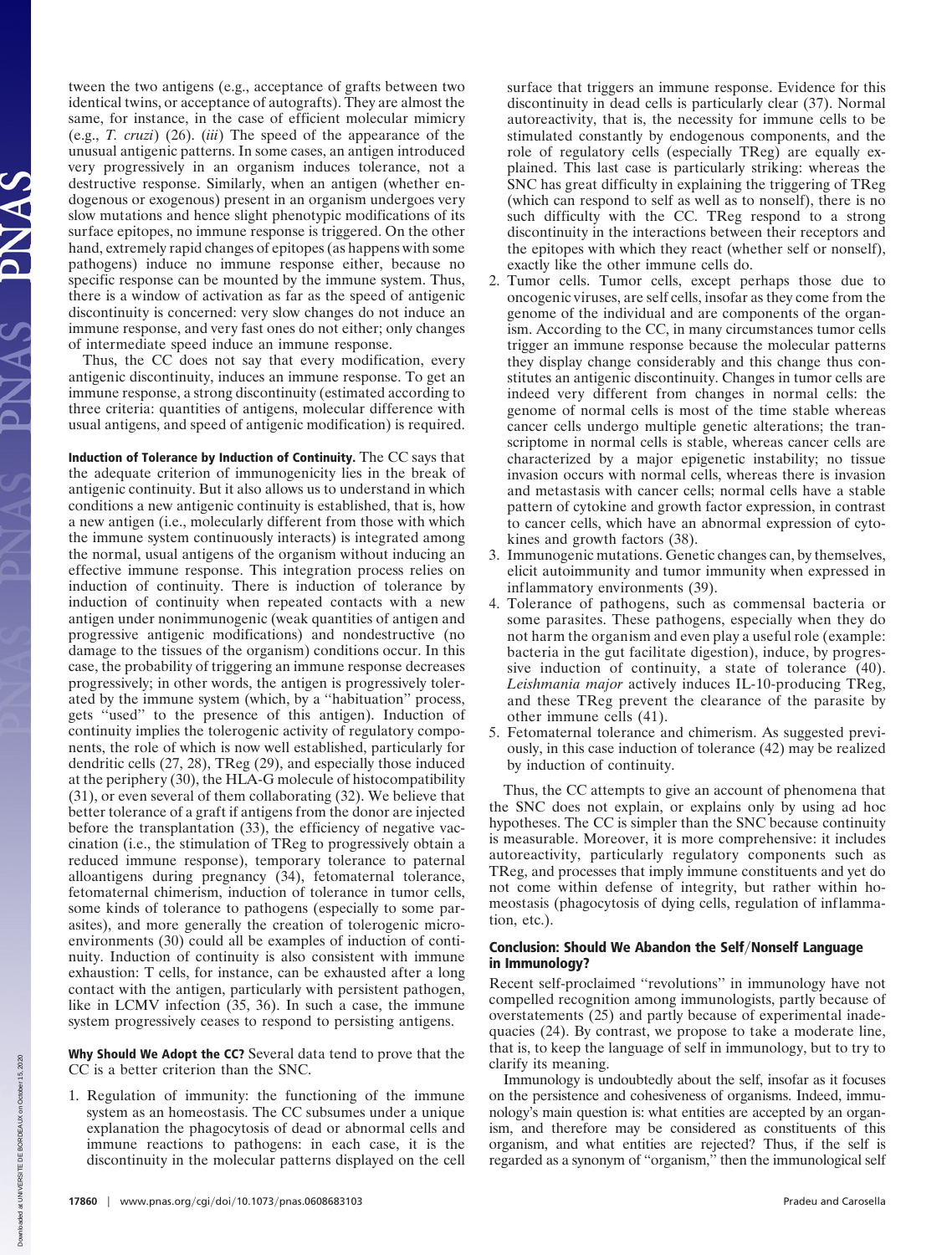tween the two antigens (e.g., acceptance of grafts between two identical twins, or acceptance of autografts). They are almost the same, for instance, in the case of efficient molecular mimicry (e.g., *T. cruzi*) (26). (*iii*) The speed of the appearance of the unusual antigenic patterns. In some cases, an antigen introduced very progressively in an organism induces tolerance, not a destructive response. Similarly, when an antigen (whether endogenous or exogenous) present in an organism undergoes very slow mutations and hence slight phenotypic modifications of its surface epitopes, no immune response is triggered. On the other hand, extremely rapid changes of epitopes (as happens with some pathogens) induce no immune response either, because no specific response can be mounted by the immune system. Thus, there is a window of activation as far as the speed of antigenic discontinuity is concerned: very slow changes do not induce an immune response, and very fast ones do not either; only changes of intermediate speed induce an immune response.

Thus, the CC does not say that every modification, every antigenic discontinuity, induces an immune response. To get an immune response, a strong discontinuity (estimated according to three criteria: quantities of antigens, molecular difference with usual antigens, and speed of antigenic modification) is required.

**Induction of Tolerance by Induction of Continuity.** The CC says that the adequate criterion of immunogenicity lies in the break of antigenic continuity. But it also allows us to understand in which conditions a new antigenic continuity is established, that is, how a new antigen (i.e., molecularly different from those with which the immune system continuously interacts) is integrated among the normal, usual antigens of the organism without inducing an effective immune response. This integration process relies on induction of continuity. There is induction of tolerance by induction of continuity when repeated contacts with a new antigen under nonimmunogenic (weak quantities of antigen and progressive antigenic modifications) and nondestructive (no damage to the tissues of the organism) conditions occur. In this case, the probability of triggering an immune response decreases progressively; in other words, the antigen is progressively tolerated by the immune system (which, by a "habituation" process, gets "used" to the presence of this antigen). Induction of continuity implies the tolerogenic activity of regulatory components, the role of which is now well established, particularly for dendritic cells (27, 28), TReg (29), and especially those induced at the periphery (30), the HLA-G molecule of histocompatibility (31), or even several of them collaborating (32). We believe that better tolerance of a graft if antigens from the donor are injected before the transplantation (33), the efficiency of negative vaccination (i.e., the stimulation of TReg to progressively obtain a reduced immune response), temporary tolerance to paternal alloantigens during pregnancy (34), fetomaternal tolerance, fetomaternal chimerism, induction of tolerance in tumor cells, some kinds of tolerance to pathogens (especially to some parasites), and more generally the creation of tolerogenic microenvironments (30) could all be examples of induction of continuity. Induction of continuity is also consistent with immune exhaustion: T cells, for instance, can be exhausted after a long contact with the antigen, particularly with persistent pathogen, like in LCMV infection (35, 36). In such a case, the immune system progressively ceases to respond to persisting antigens.

**Why Should We Adopt the CC?** Several data tend to prove that the CC is a better criterion than the SNC.

1. Regulation of immunity: the functioning of the immune system as an homeostasis. The CC subsumes under a unique explanation the phagocytosis of dead or abnormal cells and immune reactions to pathogens: in each case, it is the discontinuity in the molecular patterns displayed on the cell surface that triggers an immune response. Evidence for this discontinuity in dead cells is particularly clear (37). Normal autoreactivity, that is, the necessity for immune cells to be stimulated constantly by endogenous components, and the role of regulatory cells (especially TReg) are equally explained. This last case is particularly striking: whereas the SNC has great difficulty in explaining the triggering of TReg (which can respond to self as well as to nonself), there is no such difficulty with the CC. TReg respond to a strong discontinuity in the interactions between their receptors and the epitopes with which they react (whether self or nonself), exactly like the other immune cells do.
2. Tumor cells. Tumor cells, except perhaps those due to oncogenic viruses, are self cells, insofar as they come from the genome of the individual and are components of the organism. According to the CC, in many circumstances tumor cells trigger an immune response because the molecular patterns they display change considerably and this change thus constitutes an antigenic discontinuity. Changes in tumor cells are indeed very different from changes in normal cells: the genome of normal cells is most of the time stable whereas cancer cells undergo multiple genetic alterations; the transcriptome in normal cells is stable, whereas cancer cells are characterized by a major epigenetic instability; no tissue invasion occurs with normal cells, whereas there is invasion and metastasis with cancer cells; normal cells have a stable pattern of cytokine and growth factor expression, in contrast to cancer cells, which have an abnormal expression of cytokines and growth factors (38).
3. Immunogenic mutations. Genetic changes can, by themselves, elicit autoimmunity and tumor immunity when expressed in inflammatory environments (39).
4. Tolerance of pathogens, such as commensal bacteria or some parasites. These pathogens, especially when they do not harm the organism and even play a useful role (example: bacteria in the gut facilitate digestion), induce, by progressive induction of continuity, a state of tolerance (40). *Leishmania major* actively induces IL-10-producing TReg, and these TReg prevent the clearance of the parasite by other immune cells (41).
5. Fetomaternal tolerance and chimerism. As suggested previously, in this case induction of tolerance (42) may be realized by induction of continuity.

Thus, the CC attempts to give an account of phenomena that the SNC does not explain, or explains only by using ad hoc hypotheses. The CC is simpler than the SNC because continuity is measurable. Moreover, it is more comprehensive: it includes autoreactivity, particularly regulatory components such as TReg, and processes that imply immune constituents and yet do not come within defense of integrity, but rather within homeostasis (phagocytosis of dying cells, regulation of inflammation, etc.).

## Conclusion: Should We Abandon the Self/Nonself Language in Immunology?

Recent self-proclaimed "revolutions" in immunology have not compelled recognition among immunologists, partly because of overstatements (25) and partly because of experimental inadequacies (24). By contrast, we propose to take a moderate line, that is, to keep the language of self in immunology, but to try to clarify its meaning.

Immunology is undoubtedly about the self, insofar as it focuses on the persistence and cohesiveness of organisms. Indeed, immunology's main question is: what entities are accepted by an organism, and therefore may be considered as constituents of this organism, and what entities are rejected? Thus, if the self is regarded as a synonym of "organism," then the immunological self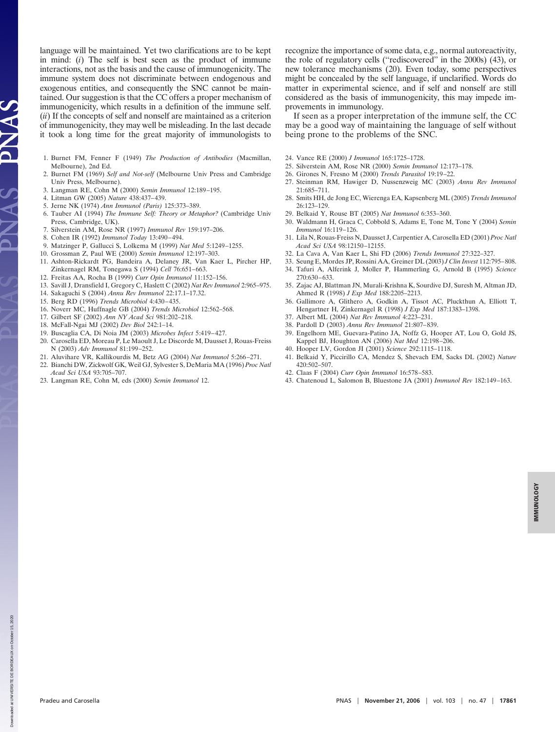language will be maintained. Yet two clarifications are to be kept in mind: (*i*) The self is best seen as the product of immune interactions, not as the basis and the cause of immunogenicity. The immune system does not discriminate between endogenous and exogenous entities, and consequently the SNC cannot be maintained. Our suggestion is that the CC offers a proper mechanism of immunogenicity, which results in a definition of the immune self. (*ii*) If the concepts of self and nonself are maintained as a criterion of immunogenicity, they may well be misleading. In the last decade it took a long time for the great majority of immunologists to recognize the importance of some data, e.g., normal autoreactivity, the role of regulatory cells ("rediscovered" in the 2000s) (43), or new tolerance mechanisms (20). Even today, some perspectives might be concealed by the self language, if unclarified. Words do matter in experimental science, and if self and nonself are still considered as the basis of immunogenicity, this may impede improvements in immunology.

If seen as a proper interpretation of the immune self, the CC may be a good way of maintaining the language of self without being prone to the problems of the SNC.

1. Burnet FM, Fenner F (1949) *The Production of Antibodies* (Macmillan, Melbourne), 2nd Ed.
2. Burnet FM (1969) *Self and Not-self* (Melbourne Univ Press and Cambridge Univ Press, Melbourne).
3. Langman RE, Cohn M (2000) *Semin Immunol* 12:189–195.
4. Litman GW (2005) *Nature* 438:437–439.
5. Jerne NK (1974) *Ann Immunol (Paris)* 125:373–389.
6. Tauber AI (1994) *The Immune Self: Theory or Metaphor?* (Cambridge Univ Press, Cambridge, UK).
7. Silverstein AM, Rose NR (1997) *Immunol Rev* 159:197–206.
8. Cohen IR (1992) *Immunol Today* 13:490–494.
9. Matzinger P, Gallucci S, Lolkema M (1999) *Nat Med* 5:1249–1255.
10. Grossman Z, Paul WE (2000) *Semin Immunol* 12:197–303.
11. Ashton-Rickardt PG, Bandeira A, Delaney JR, Van Kaer L, Pircher HP, Zinkernagel RM, Tonegawa S (1994) *Cell* 76:651–663.
12. Freitas AA, Rocha B (1999) *Curr Opin Immunol* 11:152–156.
13. Savill J, Dransfield I, Gregory C, Haslett C (2002) *Nat Rev Immunol* 2:965–975.
14. Sakaguchi S (2004) *Annu Rev Immunol* 22:17.1–17.32.
15. Berg RD (1996) *Trends Microbiol* 4:430–435.
16. Noverr MC, Huffnagle GB (2004) *Trends Microbiol* 12:562–568.
17. Gilbert SF (2002) *Ann NY Acad Sci* 981:202–218.
18. McFall-Ngai MJ (2002) *Dev Biol* 242:1–14.
19. Buscaglia CA, Di Noia JM (2003) *Microbes Infect* 5:419–427.
20. Carosella ED, Moreau P, Le Maoult J, Le Discorde M, Dausset J, Rouas-Freiss N (2003) *Adv Immunol* 81:199–252.
21. Aluvihare VR, Kallikourdis M, Betz AG (2004) *Nat Immunol* 5:266–271.
22. Bianchi DW, Zickwolf GK, Weil GJ, Sylvester S, DeMaria MA (1996) *Proc Natl Acad Sci USA* 93:705–707.
23. Langman RE, Cohn M, eds (2000) *Semin Immunol* 12.
24. Vance RE (2000) *J Immunol* 165:1725–1728.
25. Silverstein AM, Rose NR (2000) *Semin Immunol* 12:173–178.
26. Girones N, Fresno M (2000) *Trends Parasitol* 19:19–22.
27. Steinman RM, Hawiger D, Nussenzweig MC (2003) *Annu Rev Immunol* 21:685–711.
28. Smits HH, de Jong EC, Wierenga EA, Kapsenberg ML (2005) *Trends Immunol* 26:123–129.
29. Belkaid Y, Rouse BT (2005) *Nat Immunol* 6:353–360.
30. Waldmann H, Graca C, Cobbold S, Adams E, Tone M, Tone Y (2004) *Semin Immunol* 16:119–126.
31. Lila N, Rouas-Freiss N, Dausset J, Carpentier A, Carosella ED (2001) *Proc Natl Acad Sci USA* 98:12150–12155.
32. La Cava A, Van Kaer L, Shi FD (2006) *Trends Immunol* 27:322–327.
33. Seung E, Mordes JP, Rossini AA, Greiner DL (2003) *J Clin Invest* 112:795–808.
34. Tafuri A, Alferink J, Moller P, Hammerling G, Arnold B (1995) *Science* 270:630–633.
35. Zajac AJ, Blattman JN, Murali-Krishna K, Sourdive DJ, Suresh M, Altman JD, Ahmed R (1998) *J Exp Med* 188:2205–2213.
36. Gallimore A, Glithero A, Godkin A, Tissot AC, Pluckthun A, Elliott T, Hengartner H, Zinkernagel R (1998) *J Exp Med* 187:1383–1398.
37. Albert ML (2004) *Nat Rev Immunol* 4:223–231.
38. Pardoll D (2003) *Annu Rev Immunol* 21:807–839.
39. Engelhorn ME, Guevara-Patino JA, Noffz G, Hooper AT, Lou O, Gold JS, Kappel BJ, Houghton AN (2006) *Nat Med* 12:198–206.
40. Hooper LV, Gordon JI (2001) *Science* 292:1115–1118.
41. Belkaid Y, Piccirillo CA, Mendez S, Shevach EM, Sacks DL (2002) *Nature* 420:502–507.
42. Claas F (2004) *Curr Opin Immunol* 16:578–583.
43. Chatenoud L, Salomon B, Bluestone JA (2001) *Immunol Rev* 182:149–163.